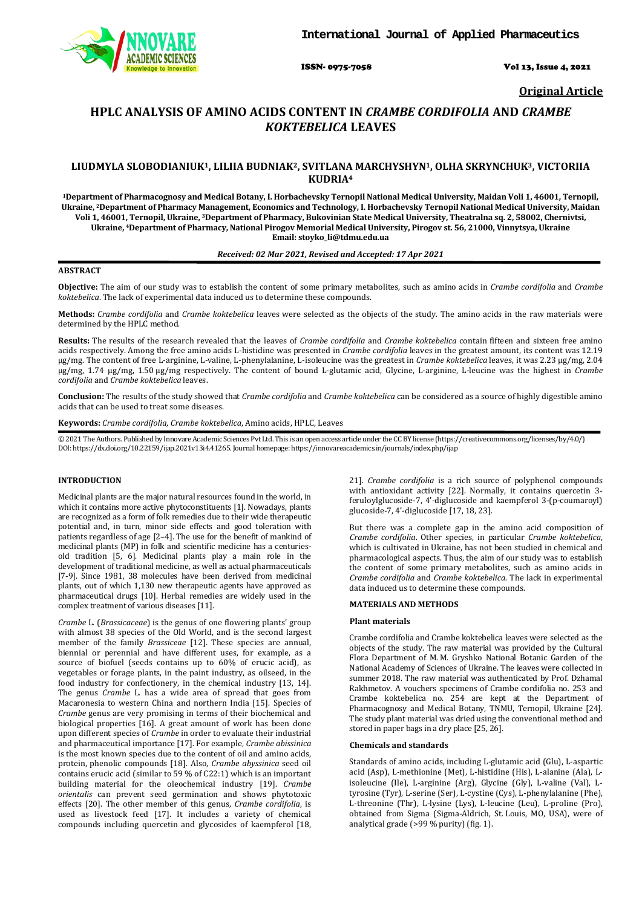**Original Article**

# HPLC ANALYSIS OF AMINO ACIDS CONTENT IN *CRAMBE CORDIFOLIA* AND *CRAMBE KOKTEBELICA* LEAVES

**LIUDMYLA SLOBODIANIUK[1], LILIIA BUDNIAK[2], SVITLANA MARCHYSHYN[1], OLHA SKRYNCHUK[3], VICTORIIA KUDRIA[4]**

[1]Department of Pharmacognosy and Medical Botany, I. Horbachevsky Ternopil National Medical University, Maidan Voli 1, 46001, Ternopil, Ukraine, [2]Department of Pharmacy Management, Economics and Technology, I. Horbachevsky Ternopil National Medical University, Maidan Voli 1, 46001, Ternopil, Ukraine, [3]Department of Pharmacy, Bukovinian State Medical University, Theatralna sq. 2, 58002, Chernivtsi, Ukraine, [4]Department of Pharmacy, National Pirogov Memorial Medical University, Pirogov st. 56, 21000, Vinnytsya, Ukraine
Email: stoyko_li@tdmu.edu.ua

*Received: 02 Mar 2021, Revised and Accepted: 17 Apr 2021*

## ABSTRACT

**Objective:** The aim of our study was to establish the content of some primary metabolites, such as amino acids in *Crambe cordifolia* and *Crambe koktebelica*. The lack of experimental data induced us to determine these compounds.

**Methods:** *Crambe cordifolia* and *Crambe koktebelica* leaves were selected as the objects of the study. The amino acids in the raw materials were determined by the HPLC method.

**Results:** The results of the research revealed that the leaves of *Crambe cordifolia* and *Crambe koktebelica* contain fifteen and sixteen free amino acids respectively. Among the free amino acids L-histidine was presented in *Crambe cordifolia* leaves in the greatest amount, its content was 12.19 µg/mg. The content of free L-arginine, L-valine, L-phenylalanine, L-isoleucine was the greatest in *Crambe koktebelica* leaves, it was 2.23 µg/mg, 2.04 µg/mg, 1.74 µg/mg, 1.50 µg/mg respectively. The content of bound L-glutamic acid, Glycine, L-arginine, L-leucine was the highest in *Crambe cordifolia* and *Crambe koktebelica* leaves.

**Conclusion:** The results of the study showed that *Crambe cordifolia* and *Crambe koktebelica* can be considered as a source of highly digestible amino acids that can be used to treat some diseases.

**Keywords:** *Crambe cordifolia*, *Crambe koktebelica*, Amino acids, HPLC, Leaves

© 2021 The Authors. Published by Innovare Academic Sciences Pvt Ltd. This is an open access article under the CC BY license (https://creativecommons.org/licenses/by/4.0/)
DOI: https://dx.doi.org/10.22159/ijap.2021v13i4.41265. Journal homepage: https://innovareacademics.in/journals/index.php/ijap

## INTRODUCTION

Medicinal plants are the major natural resources found in the world, in which it contains more active phytoconstituents [1]. Nowadays, plants are recognized as a form of folk remedies due to their wide therapeutic potential and, in turn, minor side effects and good toleration with patients regardless of age [2–4]. The use for the benefit of mankind of medicinal plants (MP) in folk and scientific medicine has a centuries-old tradition [5, 6]. Medicinal plants play a main role in the development of traditional medicine, as well as actual pharmaceuticals [7-9]. Since 1981, 38 molecules have been derived from medicinal plants, out of which 1,130 new therapeutic agents have approved as pharmaceutical drugs [10]. Herbal remedies are widely used in the complex treatment of various diseases [11].

*Crambe* L. (*Brassicaceae*) is the genus of one flowering plants' group with almost 38 species of the Old World, and is the second largest member of the family *Brassiceae* [12]. These species are annual, biennial or perennial and have different uses, for example, as a source of biofuel (seeds contains up to 60% of erucic acid), as vegetables or forage plants, in the paint industry, as oilseed, in the food industry for confectionery, in the chemical industry [13, 14]. The genus *Crambe* L. has a wide area of spread that goes from Macaronesia to western China and northern India [15]. Species of *Crambe* genus are very promising in terms of their biochemical and biological properties [16]. A great amount of work has been done upon different species of *Crambe* in order to evaluate their industrial and pharmaceutical importance [17]. For example, *Crambe abissinica* is the most known species due to the content of oil and amino acids, protein, phenolic compounds [18]. Also, *Crambe abyssinica* seed oil contains erucic acid (similar to 59 % of C22:1) which is an important building material for the oleochemical industry [19]. *Crambe orientalis* can prevent seed germination and shows phytotoxic effects [20]. The other member of this genus, *Crambe cordifolia*, is used as livestock feed [17]. It includes a variety of chemical compounds including quercetin and glycosides of kaempferol [18, 21]. *Crambe cordifolia* is a rich source of polyphenol compounds with antioxidant activity [22]. Normally, it contains quercetin 3-feruloylglucoside-7, 4'-diglucoside and kaempferol 3-(p-coumaroyl) glucoside-7, 4'-diglucoside [17, 18, 23].

But there was a complete gap in the amino acid composition of *Crambe cordifolia*. Other species, in particular *Crambe koktebelica*, which is cultivated in Ukraine, has not been studied in chemical and pharmacological aspects. Thus, the aim of our study was to establish the content of some primary metabolites, such as amino acids in *Crambe cordifolia* and *Crambe koktebelica*. The lack in experimental data induced us to determine these compounds.

## MATERIALS AND METHODS

### Plant materials

Crambe cordifolia and Crambe koktebelica leaves were selected as the objects of the study. The raw material was provided by the Cultural Flora Department of M. M. Gryshko National Botanic Garden of the National Academy of Sciences of Ukraine. The leaves were collected in summer 2018. The raw material was authenticated by Prof. Dzhamal Rakhmetov. A vouchers specimens of Crambe cordifolia no. 253 and Crambe koktebelica no. 254 are kept at the Department of Pharmacognosy and Medical Botany, TNMU, Ternopil, Ukraine [24]. The study plant material was dried using the conventional method and stored in paper bags in a dry place [25, 26].

### Chemicals and standards

Standards of amino acids, including L-glutamic acid (Glu), L-aspartic acid (Asp), L-methionine (Met), L-histidine (His), L-alanine (Ala), L-isoleucine (Ile), L-arginine (Arg), Glycine (Gly), L-valine (Val), L-tyrosine (Tyr), L-serine (Ser), L-cystine (Cys), L-phenylalanine (Phe), L-threonine (Thr), L-lysine (Lys), L-leucine (Leu), L-proline (Pro), obtained from Sigma (Sigma-Aldrich, St. Louis, MO, USA), were of analytical grade (>99 % purity) (fig. 1).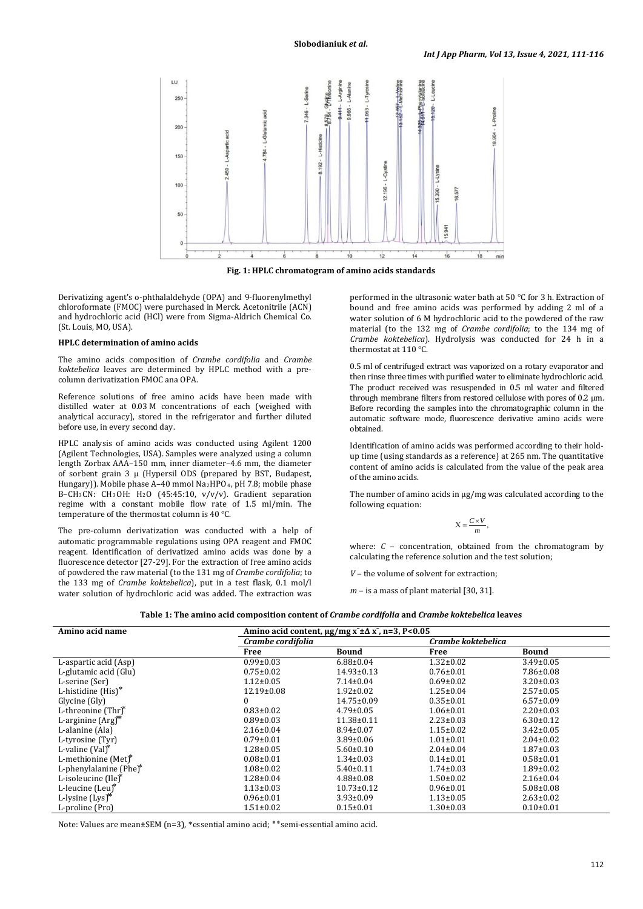Fig. 1: HPLC chromatogram of amino acids standards

Derivatizing agent's o-phthalaldehyde (OPA) and 9-fluorenylmethyl chloroformate (FMOC) were purchased in Merck. Acetonitrile (ACN) and hydrochloric acid (HCl) were from Sigma-Aldrich Chemical Co. (St. Louis, MO, USA).

### HPLC determination of amino acids

The amino acids composition of *Crambe cordifolia* and *Crambe koktebelica* leaves are determined by HPLC method with a pre-column derivatization FMOC ana OPA.

Reference solutions of free amino acids have been made with distilled water at 0.03 M concentrations of each (weighed with analytical accuracy), stored in the refrigerator and further diluted before use, in every second day.

HPLC analysis of amino acids was conducted using Agilent 1200 (Agilent Technologies, USA). Samples were analyzed using a column length Zorbax AAA–150 mm, inner diameter–4.6 mm, the diameter of sorbent grain 3 µ (Hypersil ODS (prepared by BST, Budapest, Hungary)). Mobile phase A–40 mmol $Na_2HPO_4$, pH 7.8; mobile phase B–$CH_3CN$: $CH_3OH$: $H_2O$ (45:45:10, v/v/v). Gradient separation regime with a constant mobile flow rate of 1.5 ml/min. The temperature of the thermostat column is 40 °C.

The pre-column derivatization was conducted with a help of automatic programmable regulations using OPA reagent and FMOC reagent. Identification of derivatized amino acids was done by a fluorescence detector [27-29]. For the extraction of free amino acids of powdered the raw material (to the 131 mg of *Crambe cordifolia*; to the 133 mg of *Crambe koktebelica*), put in a test flask, 0.1 mol/l water solution of hydrochloric acid was added. The extraction was performed in the ultrasonic water bath at 50 °C for 3 h. Extraction of bound and free amino acids was performed by adding 2 ml of a water solution of 6 M hydrochloric acid to the powdered of the raw material (to the 132 mg of *Crambe cordifolia*; to the 134 mg of *Crambe koktebelica*). Hydrolysis was conducted for 24 h in a thermostat at 110 °C.

0.5 ml of centrifuged extract was vaporized on a rotary evaporator and then rinse three times with purified water to eliminate hydrochloric acid. The product received was resuspended in 0.5 ml water and filtered through membrane filters from restored cellulose with pores of 0.2 µm. Before recording the samples into the chromatographic column in the automatic software mode, fluorescence derivative amino acids were obtained.

Identification of amino acids was performed according to their hold-up time (using standards as a reference) at 265 nm. The quantitative content of amino acids is calculated from the value of the peak area of the amino acids.

The number of amino acids in µg/mg was calculated according to the following equation:

$$X = \frac{C \times V}{m},$$

where: $C$ – concentration, obtained from the chromatogram by calculating the reference solution and the test solution;

$V$ – the volume of solvent for extraction;

$m$ – is a mass of plant material [30, 31].

**Table 1: The amino acid composition content of *Crambe cordifolia* and *Crambe koktebelica* leaves**

| Amino acid name | Amino acid content, µg/mg $\bar{x}\pm\Delta\bar{x}$, n=3, P<0.05 | | | |
|---|---|---|---|---|
| | *Crambe cordifolia* | | *Crambe koktebelica* | |
| | Free | Bound | Free | Bound |
| L-aspartic acid (Asp) | 0.99±0.03 | 6.88±0.04 | 1.32±0.02 | 3.49±0.05 |
| L-glutamic acid (Glu) | 0.75±0.02 | 14.93±0.13 | 0.76±0.01 | 7.86±0.08 |
| L-serine (Ser) | 1.12±0.05 | 7.14±0.04 | 0.69±0.02 | 3.20±0.03 |
| L-histidine (His)* | 12.19±0.08 | 1.92±0.02 | 1.25±0.04 | 2.57±0.05 |
| Glycine (Gly) | 0 | 14.75±0.09 | 0.35±0.01 | 6.57±0.09 |
| L-threonine (Thr)* | 0.83±0.02 | 4.79±0.05 | 1.06±0.01 | 2.20±0.03 |
| L-arginine (Arg)** | 0.89±0.03 | 11.38±0.11 | 2.23±0.03 | 6.30±0.12 |
| L-alanine (Ala) | 2.16±0.04 | 8.94±0.07 | 1.15±0.02 | 3.42±0.05 |
| L-tyrosine (Tyr) | 0.79±0.01 | 3.89±0.06 | 1.01±0.01 | 2.04±0.02 |
| L-valine (Val)* | 1.28±0.05 | 5.60±0.10 | 2.04±0.04 | 1.87±0.03 |
| L-methionine (Met)* | 0.08±0.01 | 1.34±0.03 | 0.14±0.01 | 0.58±0.01 |
| L-phenylalanine (Phe)* | 1.08±0.02 | 5.40±0.11 | 1.74±0.03 | 1.89±0.02 |
| L-isoleucine (Ile)* | 1.28±0.04 | 4.88±0.08 | 1.50±0.02 | 2.16±0.04 |
| L-leucine (Leu)* | 1.13±0.03 | 10.73±0.12 | 0.96±0.01 | 5.08±0.08 |
| L-lysine (Lys)** | 0.96±0.01 | 3.93±0.09 | 1.13±0.05 | 2.63±0.02 |
| L-proline (Pro) | 1.51±0.02 | 0.15±0.01 | 1.30±0.03 | 0.10±0.01 |

Note: Values are mean±SEM (n=3), *essential amino acid; **semi-essential amino acid.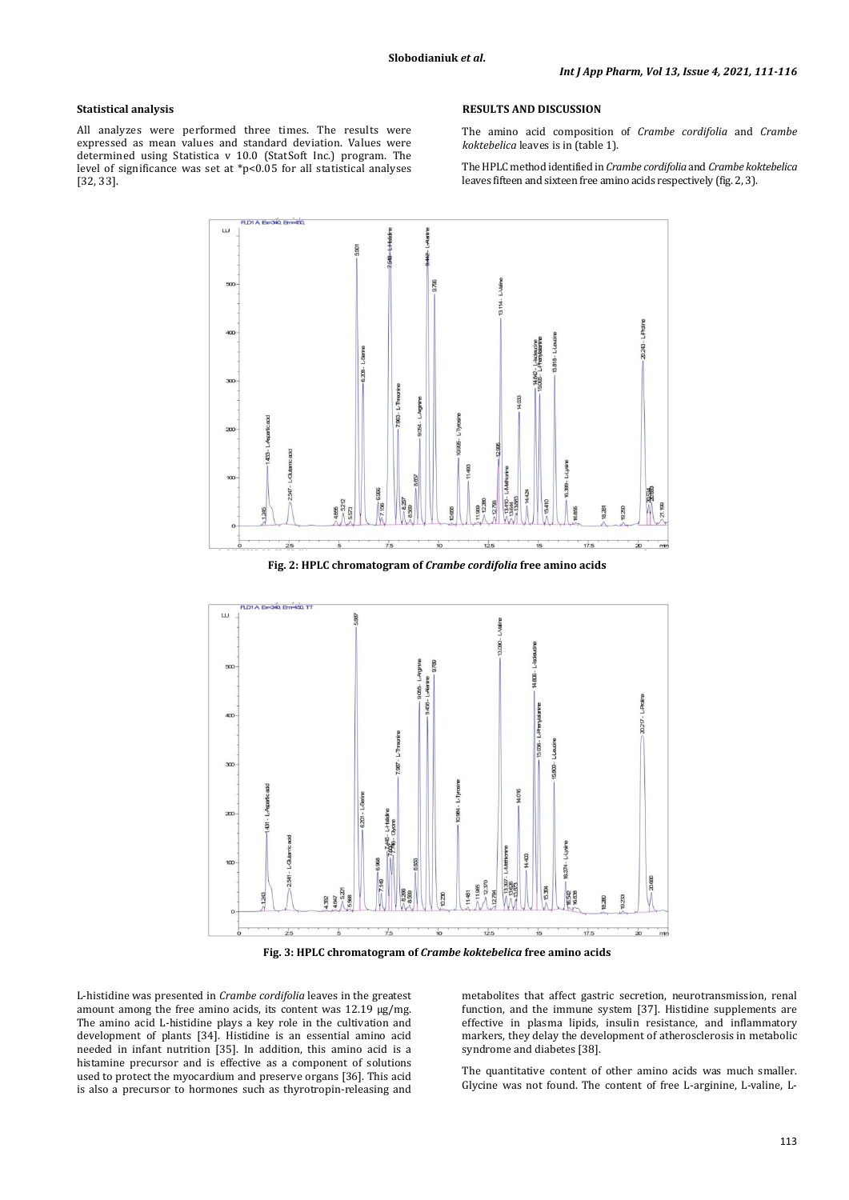### Statistical analysis

All analyzes were performed three times. The results were expressed as mean values and standard deviation. Values were determined using Statistica v 10.0 (StatSoft Inc.) program. The level of significance was set at *p<0.05 for all statistical analyses [32, 33].

## RESULTS AND DISCUSSION

The amino acid composition of *Crambe cordifolia* and *Crambe koktebelica* leaves is in (table 1).

The HPLC method identified in *Crambe cordifolia* and *Crambe koktebelica* leaves fifteen and sixteen free amino acids respectively (fig. 2, 3).

**Fig. 2: HPLC chromatogram of *Crambe cordifolia* free amino acids**

**Fig. 3: HPLC chromatogram of *Crambe koktebelica* free amino acids**

L-histidine was presented in *Crambe cordifolia* leaves in the greatest amount among the free amino acids, its content was 12.19 μg/mg. The amino acid L-histidine plays a key role in the cultivation and development of plants [34]. Histidine is an essential amino acid needed in infant nutrition [35]. In addition, this amino acid is a histamine precursor and is effective as a component of solutions used to protect the myocardium and preserve organs [36]. This acid is also a precursor to hormones such as thyrotropin-releasing and metabolites that affect gastric secretion, neurotransmission, renal function, and the immune system [37]. Histidine supplements are effective in plasma lipids, insulin resistance, and inflammatory markers, they delay the development of atherosclerosis in metabolic syndrome and diabetes [38].

The quantitative content of other amino acids was much smaller. Glycine was not found. The content of free L-arginine, L-valine, L-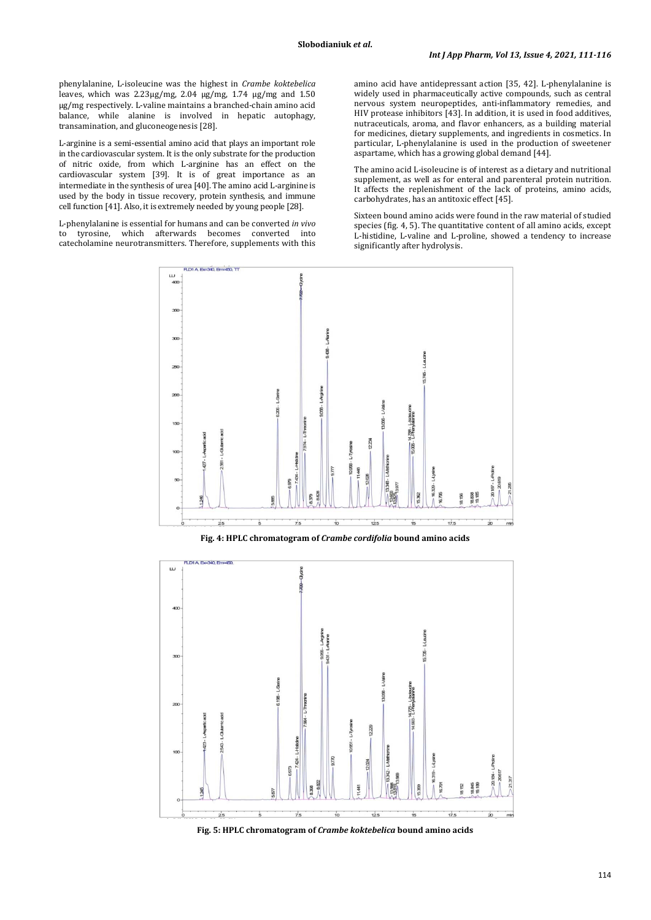phenylalanine, L-isoleucine was the highest in *Crambe koktebelica* leaves, which was 2.23μg/mg, 2.04 μg/mg, 1.74 μg/mg and 1.50 μg/mg respectively. L-valine maintains a branched-chain amino acid balance, while alanine is involved in hepatic autophagy, transamination, and gluconeogenesis [28].

L-arginine is a semi-essential amino acid that plays an important role in the cardiovascular system. It is the only substrate for the production of nitric oxide, from which L-arginine has an effect on the cardiovascular system [39]. It is of great importance as an intermediate in the synthesis of urea [40]. The amino acid L-arginine is used by the body in tissue recovery, protein synthesis, and immune cell function [41]. Also, it is extremely needed by young people [28].

L-phenylalanine is essential for humans and can be converted *in vivo* to tyrosine, which afterwards becomes converted into catecholamine neurotransmitters. Therefore, supplements with this amino acid have antidepressant action [35, 42]. L-phenylalanine is widely used in pharmaceutically active compounds, such as central nervous system neuropeptides, anti-inflammatory remedies, and HIV protease inhibitors [43]. In addition, it is used in food additives, nutraceuticals, aroma, and flavor enhancers, as a building material for medicines, dietary supplements, and ingredients in cosmetics. In particular, L-phenylalanine is used in the production of sweetener aspartame, which has a growing global demand [44].

The amino acid L-isoleucine is of interest as a dietary and nutritional supplement, as well as for enteral and parenteral protein nutrition. It affects the replenishment of the lack of proteins, amino acids, carbohydrates, has an antitoxic effect [45].

Sixteen bound amino acids were found in the raw material of studied species (fig. 4, 5). The quantitative content of all amino acids, except L-histidine, L-valine and L-proline, showed a tendency to increase significantly after hydrolysis.

**Fig. 4: HPLC chromatogram of *Crambe cordifolia* bound amino acids**

**Fig. 5: HPLC chromatogram of *Crambe koktebelica* bound amino acids**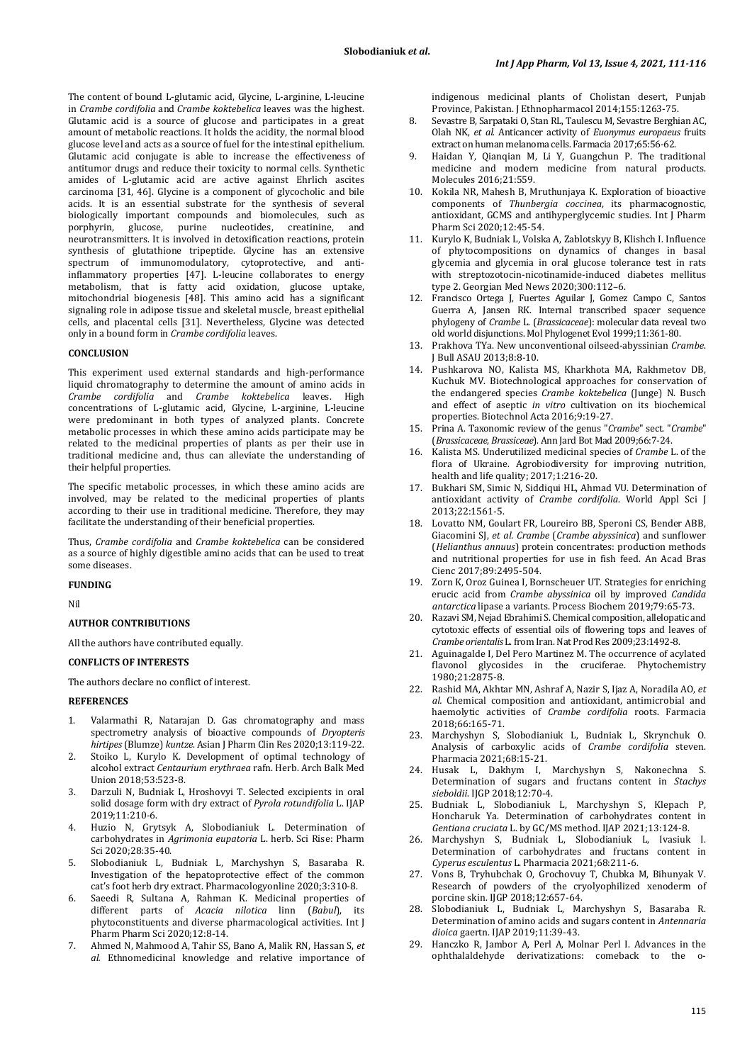The content of bound L-glutamic acid, Glycine, L-arginine, L-leucine in *Crambe cordifolia* and *Crambe koktebelica* leaves was the highest. Glutamic acid is a source of glucose and participates in a great amount of metabolic reactions. It holds the acidity, the normal blood glucose level and acts as a source of fuel for the intestinal epithelium. Glutamic acid conjugate is able to increase the effectiveness of antitumor drugs and reduce their toxicity to normal cells. Synthetic amides of L-glutamic acid are active against Ehrlich ascites carcinoma [31, 46]. Glycine is a component of glycocholic and bile acids. It is an essential substrate for the synthesis of several biologically important compounds and biomolecules, such as porphyrin, glucose, purine nucleotides, creatinine, and neurotransmitters. It is involved in detoxification reactions, protein synthesis of glutathione tripeptide. Glycine has an extensive spectrum of immunomodulatory, cytoprotective, and anti-inflammatory properties [47]. L-leucine collaborates to energy metabolism, that is fatty acid oxidation, glucose uptake, mitochondrial biogenesis [48]. This amino acid has a significant signaling role in adipose tissue and skeletal muscle, breast epithelial cells, and placental cells [31]. Nevertheless, Glycine was detected only in a bound form in *Crambe cordifolia* leaves.

## CONCLUSION

This experiment used external standards and high-performance liquid chromatography to determine the amount of amino acids in *Crambe cordifolia* and *Crambe koktebelica* leaves. High concentrations of L-glutamic acid, Glycine, L-arginine, L-leucine were predominant in both types of analyzed plants. Concrete metabolic processes in which these amino acids participate may be related to the medicinal properties of plants as per their use in traditional medicine and, thus can alleviate the understanding of their helpful properties.

The specific metabolic processes, in which these amino acids are involved, may be related to the medicinal properties of plants according to their use in traditional medicine. Therefore, they may facilitate the understanding of their beneficial properties.

Thus, *Crambe cordifolia* and *Crambe koktebelica* can be considered as a source of highly digestible amino acids that can be used to treat some diseases.

## FUNDING

Nil

## AUTHOR CONTRIBUTIONS

All the authors have contributed equally.

## CONFLICTS OF INTERESTS

The authors declare no conflict of interest.

## REFERENCES

1. Valarmathi R, Natarajan D. Gas chromatography and mass spectrometry analysis of bioactive compounds of *Dryopteris hirtipes* (Blumze) *kuntze*. Asian J Pharm Clin Res 2020;13:119-22.
2. Stoiko L, Kurylo K. Development of optimal technology of alcohol extract *Centaurium erythraea* rafn. Herb. Arch Balk Med Union 2018;53:523-8.
3. Darzuli N, Budniak L, Hroshovyi T. Selected excipients in oral solid dosage form with dry extract of *Pyrola rotundifolia* L. IJAP 2019;11:210-6.
4. Huzio N, Grytsyk A, Slobodianiuk L. Determination of carbohydrates in *Agrimonia eupatoria* L. herb. Sci Rise: Pharm Sci 2020;28:35-40.
5. Slobodianiuk L, Budniak L, Marchyshyn S, Basaraba R. Investigation of the hepatoprotective effect of the common cat's foot herb dry extract. Pharmacologyonline 2020;3:310-8.
6. Saeedi R, Sultana A, Rahman K. Medicinal properties of different parts of *Acacia nilotica* linn (*Babul*), its phytoconstituents and diverse pharmacological activities. Int J Pharm Pharm Sci 2020;12:8-14.
7. Ahmed N, Mahmood A, Tahir SS, Bano A, Malik RN, Hassan S, *et al.* Ethnomedicinal knowledge and relative importance of indigenous medicinal plants of Cholistan desert, Punjab Province, Pakistan. J Ethnopharmacol 2014;155:1263-75.
8. Sevastre B, Sarpataki O, Stan RL, Taulescu M, Sevastre Berghian AC, Olah NK, *et al.* Anticancer activity of *Euonymus europaeus* fruits extract on human melanoma cells. Farmacia 2017;65:56-62.
9. Haidan Y, Qianqian M, Li Y, Guangchun P. The traditional medicine and modern medicine from natural products. Molecules 2016;21:559.
10. Kokila NR, Mahesh B, Mruthunjaya K. Exploration of bioactive components of *Thunbergia coccinea*, its pharmacognostic, antioxidant, GCMS and antihyperglycemic studies. Int J Pharm Pharm Sci 2020;12:45-54.
11. Kurylo K, Budniak L, Volska A, Zablotskyy B, Klishch I. Influence of phytocompositions on dynamics of changes in basal glycemia and glycemia in oral glucose tolerance test in rats with streptozotocin-nicotinamide-induced diabetes mellitus type 2. Georgian Med News 2020;300:112–6.
12. Francisco Ortega J, Fuertes Aguilar J, Gomez Campo C, Santos Guerra A, Jansen RK. Internal transcribed spacer sequence phylogeny of *Crambe* L. (*Brassicaceae*): molecular data reveal two old world disjunctions. Mol Phylogenet Evol 1999;11:361-80.
13. Prakhova TYa. New unconventional oilseed-abyssinian *Crambe*. J Bull ASAU 2013;8:8-10.
14. Pushkarova NO, Kalista MS, Kharkhota MA, Rakhmetov DB, Kuchuk MV. Biotechnological approaches for conservation of the endangered species *Crambe koktebelica* (Junge) N. Busch and effect of aseptic *in vitro* cultivation on its biochemical properties. Biotechnol Acta 2016;9:19-27.
15. Prina A. Taxonomic review of the genus "*Crambe*" sect. "*Crambe*" (*Brassicaceae, Brassiceae*). Ann Jard Bot Mad 2009;66:7-24.
16. Kalista MS. Underutilized medicinal species of *Crambe* L. of the flora of Ukraine. Agrobiodiversity for improving nutrition, health and life quality; 2017;1:216-20.
17. Bukhari SM, Simic N, Siddiqui HL, Ahmad VU. Determination of antioxidant activity of *Crambe cordifolia*. World Appl Sci J 2013;22:1561-5.
18. Lovatto NM, Goulart FR, Loureiro BB, Speroni CS, Bender ABB, Giacomini SJ, *et al. Crambe* (*Crambe abyssinica*) and sunflower (*Helianthus annuus*) protein concentrates: production methods and nutritional properties for use in fish feed. An Acad Bras Cienc 2017;89:2495-504.
19. Zorn K, Oroz Guinea I, Bornscheuer UT. Strategies for enriching erucic acid from *Crambe abyssinica* oil by improved *Candida antarctica* lipase a variants. Process Biochem 2019;79:65-73.
20. Razavi SM, Nejad Ebrahimi S. Chemical composition, allelopatic and cytotoxic effects of essential oils of flowering tops and leaves of *Crambe orientalis* L. from Iran. Nat Prod Res 2009;23:1492-8.
21. Aguinagalde I, Del Pero Martinez M. The occurrence of acylated flavonol glycosides in the cruciferae. Phytochemistry 1980;21:2875-8.
22. Rashid MA, Akhtar MN, Ashraf A, Nazir S, Ijaz A, Noradila AO, *et al.* Chemical composition and antioxidant, antimicrobial and haemolytic activities of *Crambe cordifolia* roots. Farmacia 2018;66:165-71.
23. Marchyshyn S, Slobodianiuk L, Budniak L, Skrynchuk O. Analysis of carboxylic acids of *Crambe cordifolia* steven. Pharmacia 2021;68:15-21.
24. Husak L, Dakhym I, Marchyshyn S, Nakonechna S. Determination of sugars and fructans content in *Stachys sieboldii*. IJGP 2018;12:70-4.
25. Budniak L, Slobodianiuk L, Marchyshyn S, Klepach P, Honcharuk Ya. Determination of carbohydrates content in *Gentiana cruciata* L. by GC/MS method. IJAP 2021;13:124-8.
26. Marchyshyn S, Budniak L, Slobodianiuk L, Ivasiuk I. Determination of carbohydrates and fructans content in *Cyperus esculentus* L. Pharmacia 2021;68:211-6.
27. Vons B, Tryhubchak O, Grochovuy T, Chubka M, Bihunyak V. Research of powders of the cryolyophilized xenoderm of porcine skin. IJGP 2018;12:657-64.
28. Slobodianiuk L, Budniak L, Marchyshyn S, Basaraba R. Determination of amino acids and sugars content in *Antennaria dioica* gaertn. IJAP 2019;11:39-43.
29. Hanczko R, Jambor A, Perl A, Molnar Perl I. Advances in the ophthalaldehyde derivatizations: comeback to the o-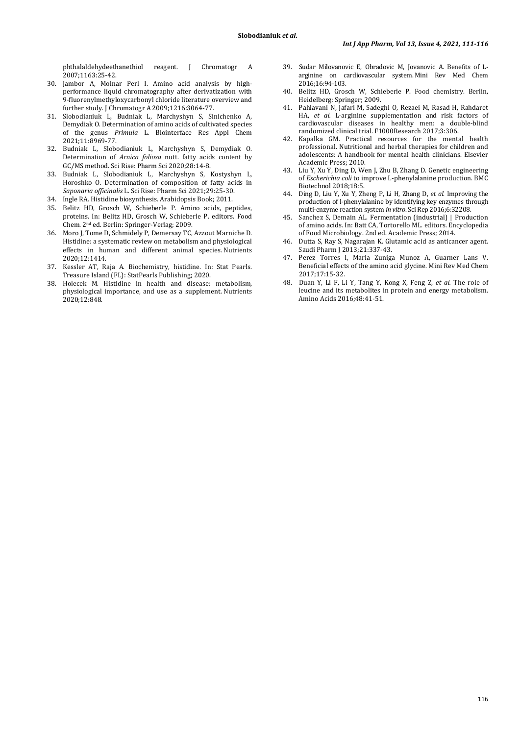phthalaldehydeethanethiol reagent. J Chromatogr A 2007;1163:25-42.

30. Jambor A, Molnar Perl I. Amino acid analysis by high-performance liquid chromatography after derivatization with 9-fluorenylmethyloxycarbonyl chloride literature overview and further study. J Chromatogr A 2009;1216:3064-77.
31. Slobodianiuk L, Budniak L, Marchyshyn S, Sinichenko A, Demydiak O. Determination of amino acids of cultivated species of the genus *Primula* L. Biointerface Res Appl Chem 2021;11:8969-77.
32. Budniak L, Slobodianiuk L, Marchyshyn S, Demydiak O. Determination of *Arnica foliosa* nutt. fatty acids content by GC/MS method. Sci Rise: Pharm Sci 2020;28:14-8.
33. Budniak L, Slobodianiuk L, Marchyshyn S, Kostyshyn L, Horoshko O. Determination of composition of fatty acids in *Saponaria officinalis* L. Sci Rise: Pharm Sci 2021;29:25-30.
34. Ingle RA. Histidine biosynthesis. Arabidopsis Book; 2011.
35. Belitz HD, Grosch W, Schieberle P. Amino acids, peptides, proteins. In: Belitz HD, Grosch W, Schieberle P. editors. Food Chem. 2nd ed. Berlin: Springer-Verlag; 2009.
36. Moro J, Tome D, Schmidely P, Demersay TC, Azzout Marniche D. Histidine: a systematic review on metabolism and physiological effects in human and different animal species. Nutrients 2020;12:1414.
37. Kessler AT, Raja A. Biochemistry, histidine. In: Stat Pearls. Treasure Island (FL): StatPearls Publishing; 2020.
38. Holecek M. Histidine in health and disease: metabolism, physiological importance, and use as a supplement. Nutrients 2020;12:848.
39. Sudar Milovanovic E, Obradovic M, Jovanovic A. Benefits of L-arginine on cardiovascular system. Mini Rev Med Chem 2016;16:94-103.
40. Belitz HD, Grosch W, Schieberle P. Food chemistry. Berlin, Heidelberg: Springer; 2009.
41. Pahlavani N, Jafari M, Sadeghi O, Rezaei M, Rasad H, Rahdaret HA, *et al.* L-arginine supplementation and risk factors of cardiovascular diseases in healthy men: a double-blind randomized clinical trial. F1000Research 2017;3:306.
42. Kapalka GM. Practical resources for the mental health professional. Nutritional and herbal therapies for children and adolescents: A handbook for mental health clinicians. Elsevier Academic Press; 2010.
43. Liu Y, Xu Y, Ding D, Wen J, Zhu B, Zhang D. Genetic engineering of *Escherichia coli* to improve L-phenylalanine production. BMC Biotechnol 2018;18:5.
44. Ding D, Liu Y, Xu Y, Zheng P, Li H, Zhang D, *et al.* Improving the production of l-phenylalanine by identifying key enzymes through multi-enzyme reaction system *in vitro*. Sci Rep 2016;6:32208.
45. Sanchez S, Demain AL. Fermentation (industrial) | Production of amino acids. In: Batt CA, Tortorello ML. editors. Encyclopedia of Food Microbiology. 2nd ed. Academic Press; 2014.
46. Dutta S, Ray S, Nagarajan K. Glutamic acid as anticancer agent. Saudi Pharm J 2013;21:337-43.
47. Perez Torres I, Maria Zuniga Munoz A, Guarner Lans V. Beneficial effects of the amino acid glycine. Mini Rev Med Chem 2017;17:15-32.
48. Duan Y, Li F, Li Y, Tang Y, Kong X, Feng Z, *et al.* The role of leucine and its metabolites in protein and energy metabolism. Amino Acids 2016;48:41-51.